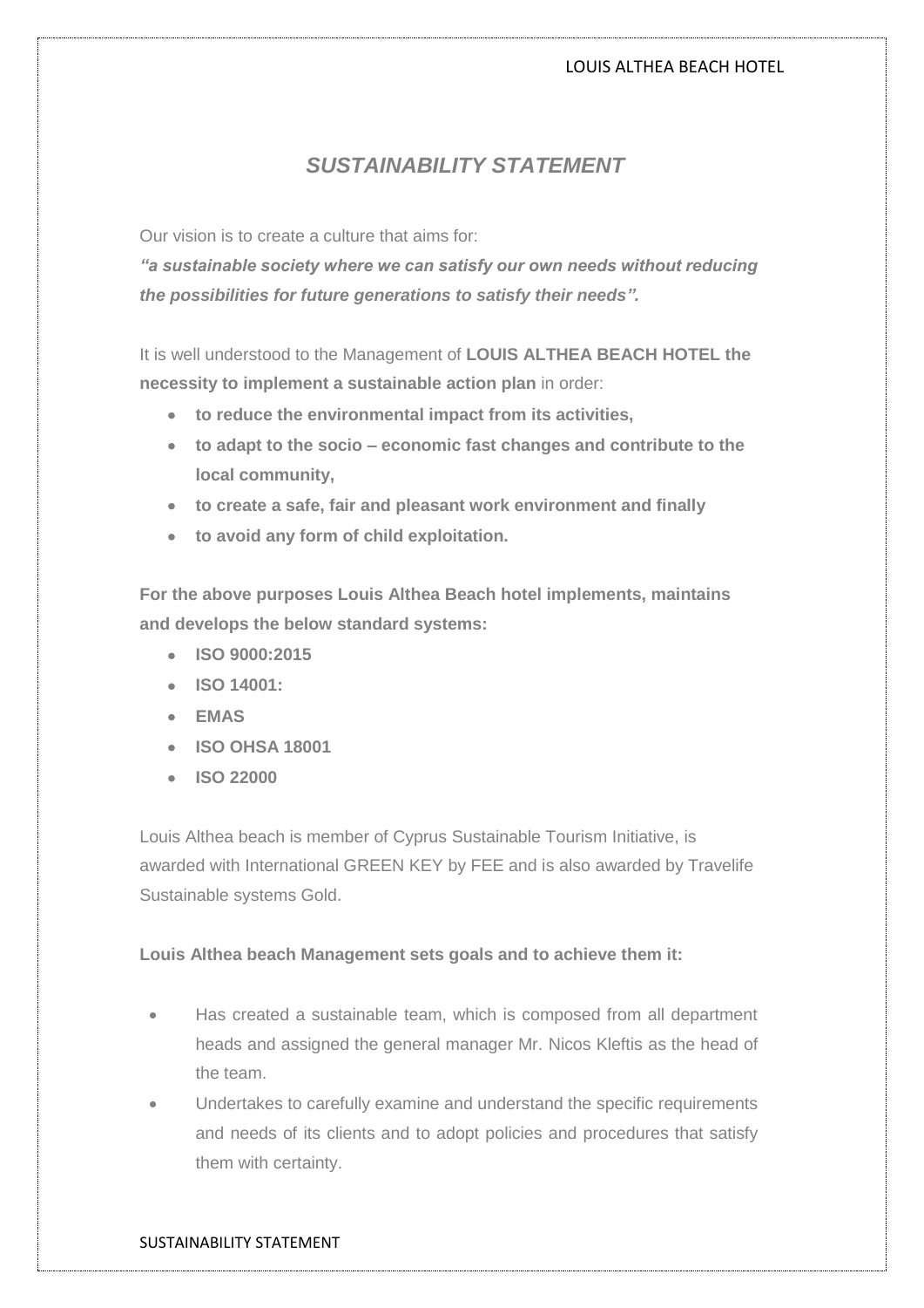# *SUSTAINABILITY STATEMENT*

Our vision is to create a culture that aims for:

***"a sustainable society where we can satisfy our own needs without reducing the possibilities for future generations to satisfy their needs".***

It is well understood to the Management of **LOUIS ALTHEA BEACH HOTEL the necessity to implement a sustainable action plan** in order:

- **to reduce the environmental impact from its activities,**
- **to adapt to the socio – economic fast changes and contribute to the local community,**
- **to create a safe, fair and pleasant work environment and finally**
- **to avoid any form of child exploitation.**

**For the above purposes Louis Althea Beach hotel implements, maintains and develops the below standard systems:**

- **ISO 9000:2015**
- **ISO 14001:**
- **EMAS**
- **ISO OHSA 18001**
- **ISO 22000**

Louis Althea beach is member of Cyprus Sustainable Tourism Initiative, is awarded with International GREEN KEY by FEE and is also awarded by Travelife Sustainable systems Gold.

**Louis Althea beach Management sets goals and to achieve them it:**

- Has created a sustainable team, which is composed from all department heads and assigned the general manager Mr. Nicos Kleftis as the head of the team.
- Undertakes to carefully examine and understand the specific requirements and needs of its clients and to adopt policies and procedures that satisfy them with certainty.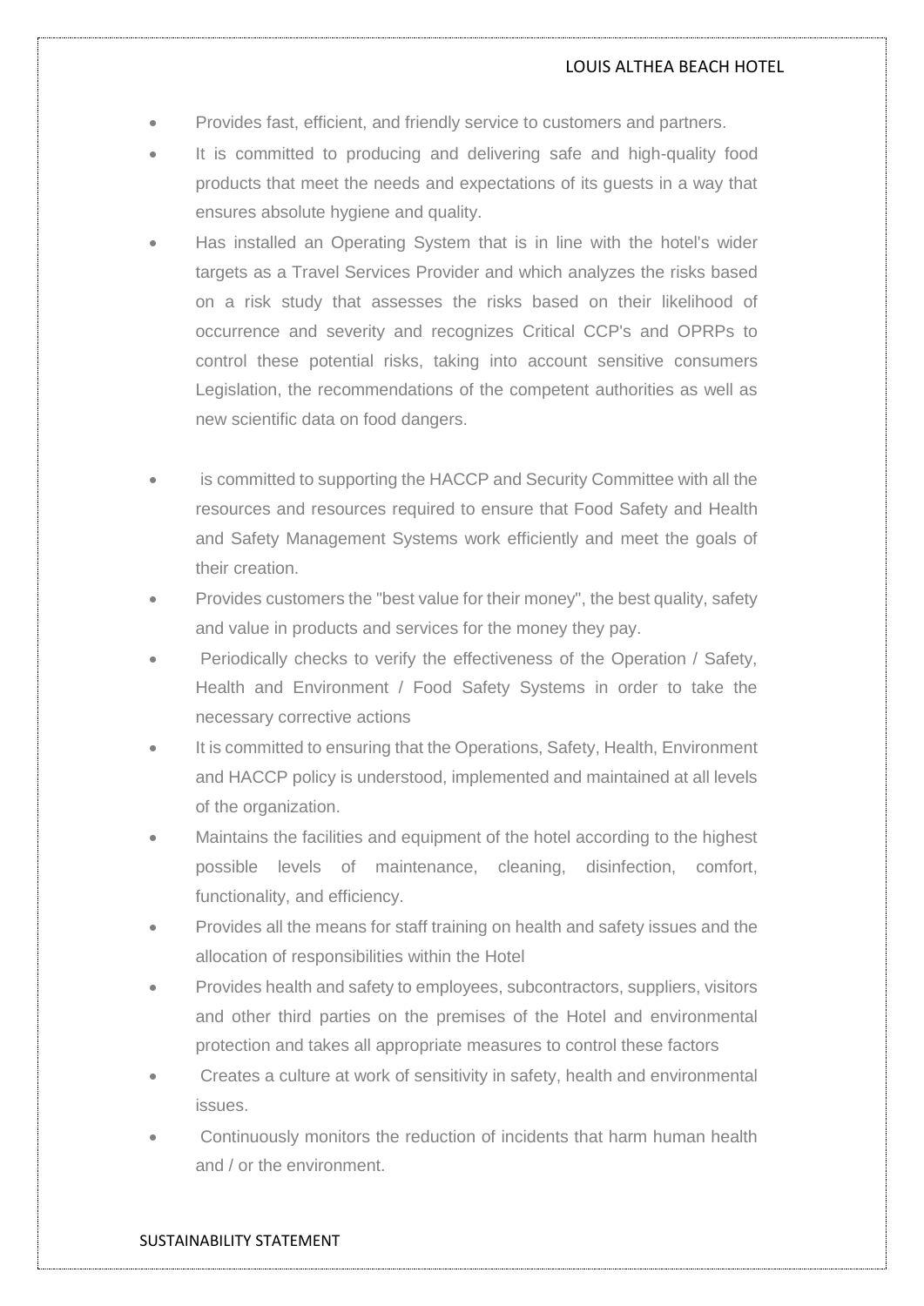- Provides fast, efficient, and friendly service to customers and partners.
- It is committed to producing and delivering safe and high-quality food products that meet the needs and expectations of its guests in a way that ensures absolute hygiene and quality.
- Has installed an Operating System that is in line with the hotel's wider targets as a Travel Services Provider and which analyzes the risks based on a risk study that assesses the risks based on their likelihood of occurrence and severity and recognizes Critical CCP's and OPRPs to control these potential risks, taking into account sensitive consumers Legislation, the recommendations of the competent authorities as well as new scientific data on food dangers.
- is committed to supporting the HACCP and Security Committee with all the resources and resources required to ensure that Food Safety and Health and Safety Management Systems work efficiently and meet the goals of their creation.
- Provides customers the "best value for their money", the best quality, safety and value in products and services for the money they pay.
- Periodically checks to verify the effectiveness of the Operation / Safety, Health and Environment / Food Safety Systems in order to take the necessary corrective actions
- It is committed to ensuring that the Operations, Safety, Health, Environment and HACCP policy is understood, implemented and maintained at all levels of the organization.
- Maintains the facilities and equipment of the hotel according to the highest possible levels of maintenance, cleaning, disinfection, comfort, functionality, and efficiency.
- Provides all the means for staff training on health and safety issues and the allocation of responsibilities within the Hotel
- Provides health and safety to employees, subcontractors, suppliers, visitors and other third parties on the premises of the Hotel and environmental protection and takes all appropriate measures to control these factors
- Creates a culture at work of sensitivity in safety, health and environmental issues.
- Continuously monitors the reduction of incidents that harm human health and / or the environment.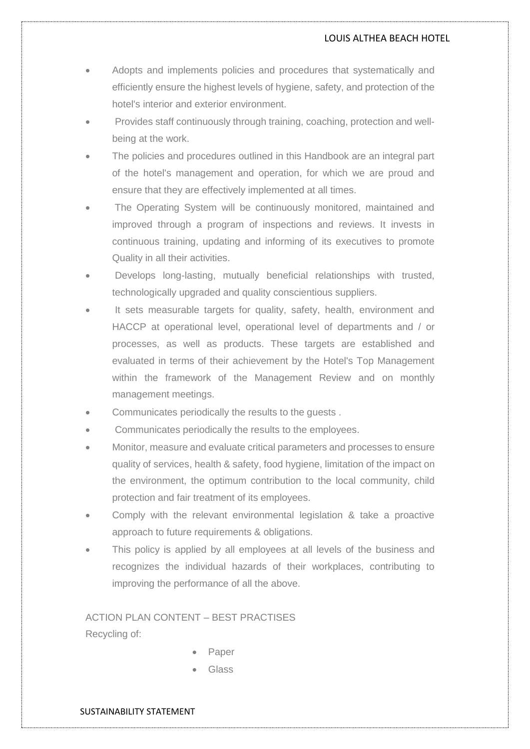- Adopts and implements policies and procedures that systematically and efficiently ensure the highest levels of hygiene, safety, and protection of the hotel's interior and exterior environment.
- Provides staff continuously through training, coaching, protection and well-being at the work.
- The policies and procedures outlined in this Handbook are an integral part of the hotel's management and operation, for which we are proud and ensure that they are effectively implemented at all times.
- The Operating System will be continuously monitored, maintained and improved through a program of inspections and reviews. It invests in continuous training, updating and informing of its executives to promote Quality in all their activities.
- Develops long-lasting, mutually beneficial relationships with trusted, technologically upgraded and quality conscientious suppliers.
- It sets measurable targets for quality, safety, health, environment and HACCP at operational level, operational level of departments and / or processes, as well as products. These targets are established and evaluated in terms of their achievement by the Hotel's Top Management within the framework of the Management Review and on monthly management meetings.
- Communicates periodically the results to the guests .
- Communicates periodically the results to the employees.
- Monitor, measure and evaluate critical parameters and processes to ensure quality of services, health & safety, food hygiene, limitation of the impact on the environment, the optimum contribution to the local community, child protection and fair treatment of its employees.
- Comply with the relevant environmental legislation & take a proactive approach to future requirements & obligations.
- This policy is applied by all employees at all levels of the business and recognizes the individual hazards of their workplaces, contributing to improving the performance of all the above.

ACTION PLAN CONTENT – BEST PRACTISES

Recycling of:

- Paper
- Glass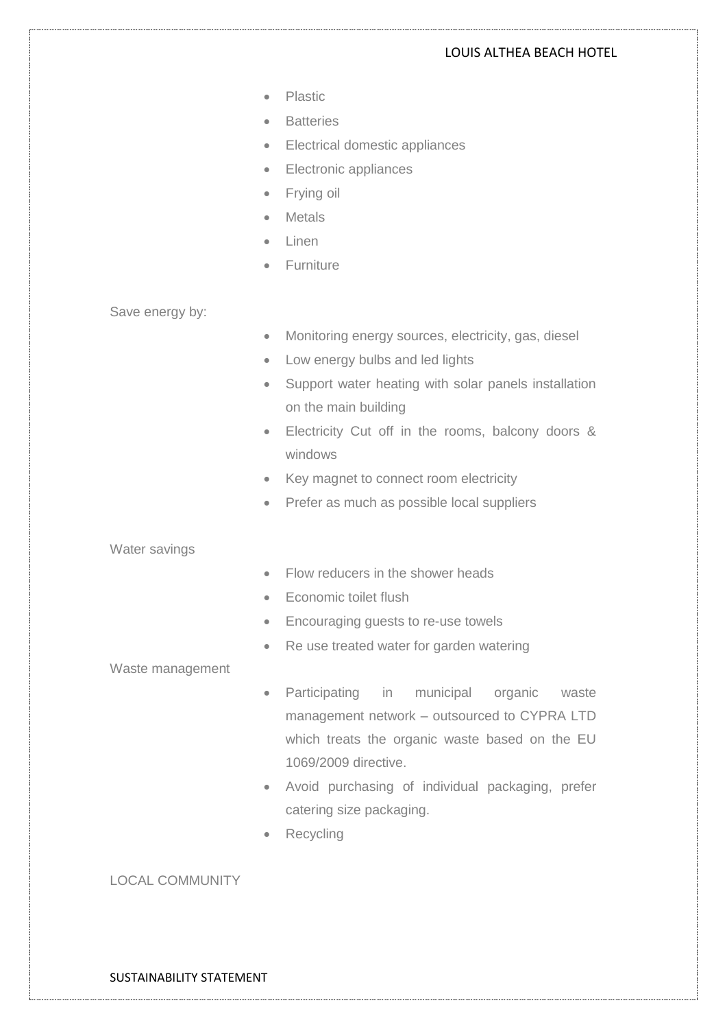- Plastic
- Batteries
- Electrical domestic appliances
- Electronic appliances
- Frying oil
- Metals
- Linen
- Furniture

Save energy by:

- Monitoring energy sources, electricity, gas, diesel
- Low energy bulbs and led lights
- Support water heating with solar panels installation on the main building
- Electricity Cut off in the rooms, balcony doors & windows
- Key magnet to connect room electricity
- Prefer as much as possible local suppliers

Water savings

- Flow reducers in the shower heads
- Economic toilet flush
- Encouraging guests to re-use towels
- Re use treated water for garden watering

Waste management

- Participating in municipal organic waste management network – outsourced to CYPRA LTD which treats the organic waste based on the EU 1069/2009 directive.
- Avoid purchasing of individual packaging, prefer catering size packaging.
- Recycling

LOCAL COMMUNITY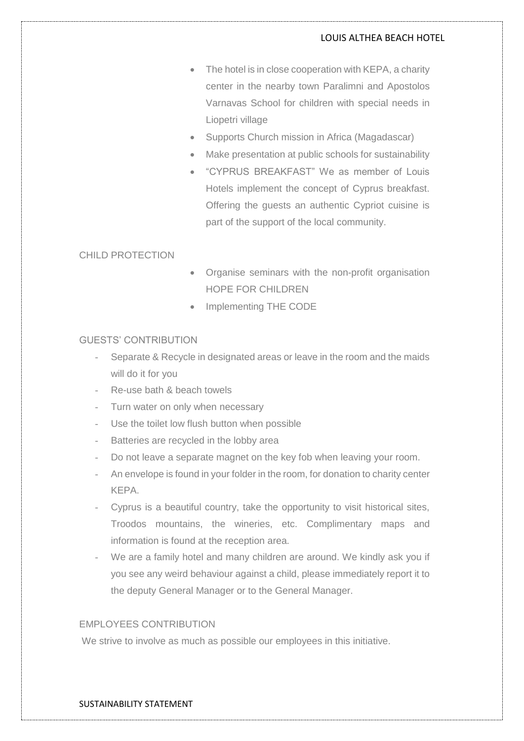- The hotel is in close cooperation with KEPA, a charity center in the nearby town Paralimni and Apostolos Varnavas School for children with special needs in Liopetri village
- Supports Church mission in Africa (Magadascar)
- Make presentation at public schools for sustainability
- "CYPRUS BREAKFAST" We as member of Louis Hotels implement the concept of Cyprus breakfast. Offering the guests an authentic Cypriot cuisine is part of the support of the local community.

## CHILD PROTECTION

- Organise seminars with the non-profit organisation HOPE FOR CHILDREN
- Implementing THE CODE

## GUESTS' CONTRIBUTION

- Separate & Recycle in designated areas or leave in the room and the maids will do it for you
- Re-use bath & beach towels
- Turn water on only when necessary
- Use the toilet low flush button when possible
- Batteries are recycled in the lobby area
- Do not leave a separate magnet on the key fob when leaving your room.
- An envelope is found in your folder in the room, for donation to charity center KEPA.
- Cyprus is a beautiful country, take the opportunity to visit historical sites, Troodos mountains, the wineries, etc. Complimentary maps and information is found at the reception area.
- We are a family hotel and many children are around. We kindly ask you if you see any weird behaviour against a child, please immediately report it to the deputy General Manager or to the General Manager.

## EMPLOYEES CONTRIBUTION

We strive to involve as much as possible our employees in this initiative.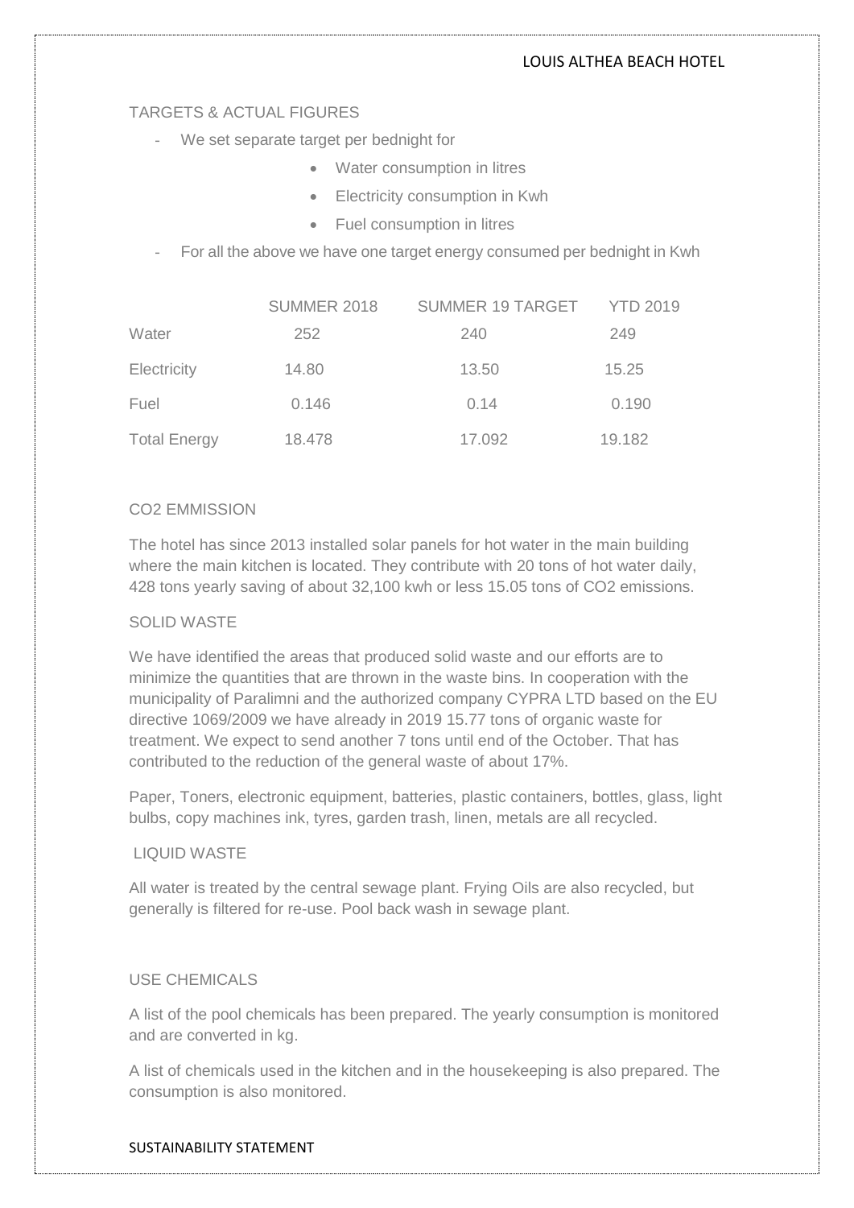## TARGETS & ACTUAL FIGURES

- We set separate target per bednight for
  - Water consumption in litres
  - Electricity consumption in Kwh
  - Fuel consumption in litres
- For all the above we have one target energy consumed per bednight in Kwh

| | SUMMER 2018 | SUMMER 19 TARGET | YTD 2019 |
|---|---|---|---|
| Water | 252 | 240 | 249 |
| Electricity | 14.80 | 13.50 | 15.25 |
| Fuel | 0.146 | 0.14 | 0.190 |
| Total Energy | 18.478 | 17.092 | 19.182 |

## CO2 EMMISSION

The hotel has since 2013 installed solar panels for hot water in the main building where the main kitchen is located. They contribute with 20 tons of hot water daily, 428 tons yearly saving of about 32,100 kwh or less 15.05 tons of $CO_2$ emissions.

## SOLID WASTE

We have identified the areas that produced solid waste and our efforts are to minimize the quantities that are thrown in the waste bins. In cooperation with the municipality of Paralimni and the authorized company CYPRA LTD based on the EU directive 1069/2009 we have already in 2019 15.77 tons of organic waste for treatment. We expect to send another 7 tons until end of the October. That has contributed to the reduction of the general waste of about 17%.

Paper, Toners, electronic equipment, batteries, plastic containers, bottles, glass, light bulbs, copy machines ink, tyres, garden trash, linen, metals are all recycled.

## LIQUID WASTE

All water is treated by the central sewage plant. Frying Oils are also recycled, but generally is filtered for re-use. Pool back wash in sewage plant.

## USE CHEMICALS

A list of the pool chemicals has been prepared. The yearly consumption is monitored and are converted in kg.

A list of chemicals used in the kitchen and in the housekeeping is also prepared. The consumption is also monitored.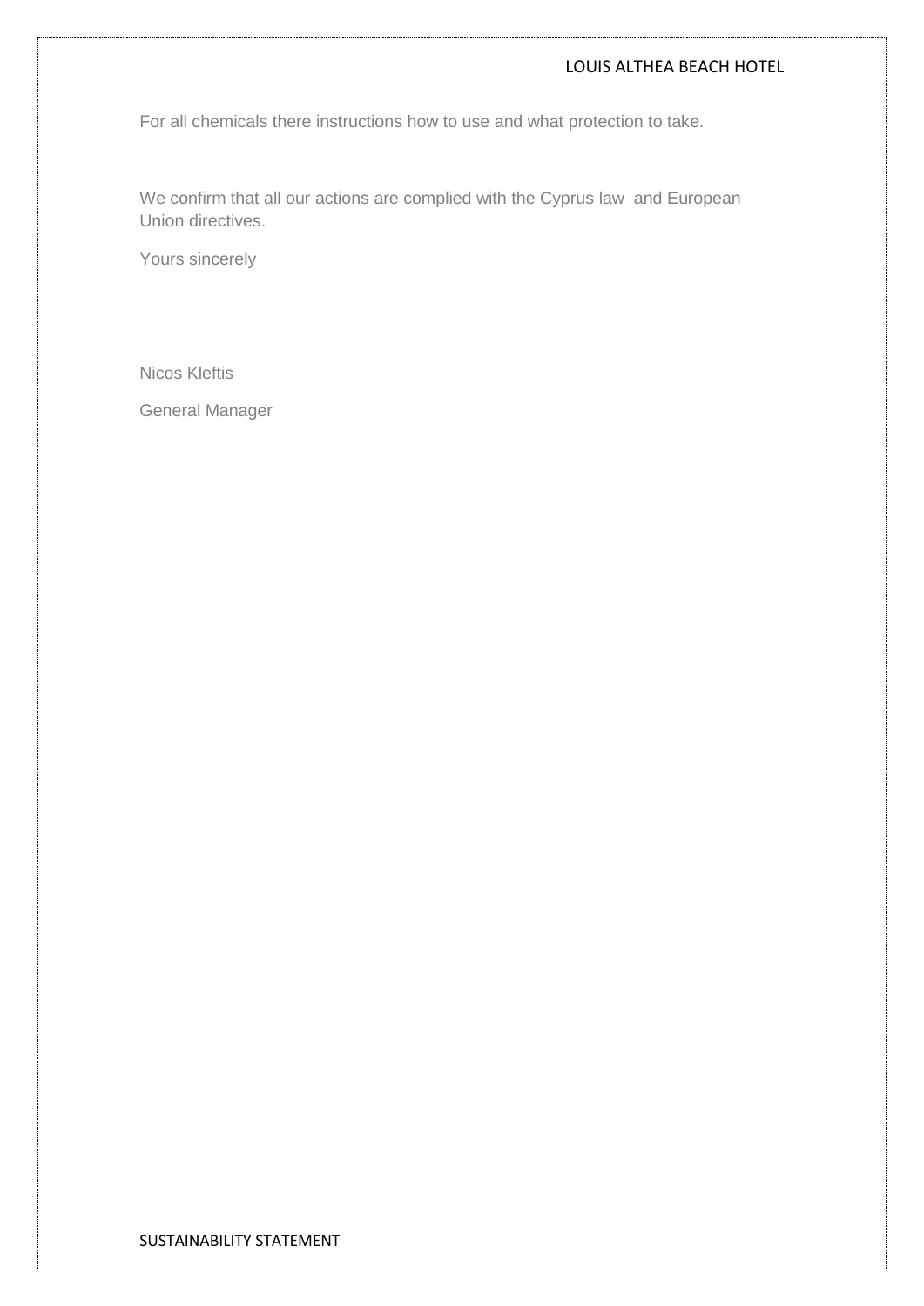For all chemicals there instructions how to use and what protection to take.

We confirm that all our actions are complied with the Cyprus law and European Union directives.

Yours sincerely

Nicos Kleftis

General Manager